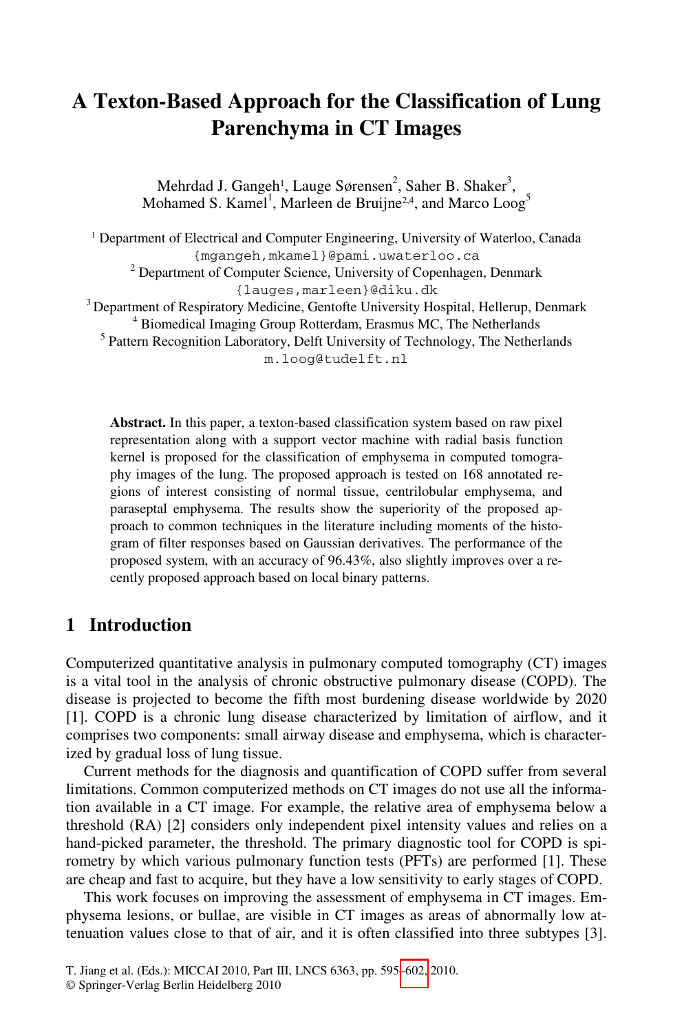# A Texton-Based Approach for the Classification of Lung Parenchyma in CT Images

Mehrdad J. Gangeh[1], Lauge Sørensen[2], Saher B. Shaker[3], Mohamed S. Kamel[1], Marleen de Bruijne[2,4], and Marco Loog[5]

[1] Department of Electrical and Computer Engineering, University of Waterloo, Canada
{mgangeh,mkamel}@pami.uwaterloo.ca

[2] Department of Computer Science, University of Copenhagen, Denmark
{lauges,marleen}@diku.dk

[3] Department of Respiratory Medicine, Gentofte University Hospital, Hellerup, Denmark

[4] Biomedical Imaging Group Rotterdam, Erasmus MC, The Netherlands

[5] Pattern Recognition Laboratory, Delft University of Technology, The Netherlands
m.loog@tudelft.nl

**Abstract.** In this paper, a texton-based classification system based on raw pixel representation along with a support vector machine with radial basis function kernel is proposed for the classification of emphysema in computed tomography images of the lung. The proposed approach is tested on 168 annotated regions of interest consisting of normal tissue, centrilobular emphysema, and paraseptal emphysema. The results show the superiority of the proposed approach to common techniques in the literature including moments of the histogram of filter responses based on Gaussian derivatives. The performance of the proposed system, with an accuracy of 96.43%, also slightly improves over a recently proposed approach based on local binary patterns.

## 1 Introduction

Computerized quantitative analysis in pulmonary computed tomography (CT) images is a vital tool in the analysis of chronic obstructive pulmonary disease (COPD). The disease is projected to become the fifth most burdening disease worldwide by 2020 [1]. COPD is a chronic lung disease characterized by limitation of airflow, and it comprises two components: small airway disease and emphysema, which is characterized by gradual loss of lung tissue.

Current methods for the diagnosis and quantification of COPD suffer from several limitations. Common computerized methods on CT images do not use all the information available in a CT image. For example, the relative area of emphysema below a threshold (RA) [2] considers only independent pixel intensity values and relies on a hand-picked parameter, the threshold. The primary diagnostic tool for COPD is spirometry by which various pulmonary function tests (PFTs) are performed [1]. These are cheap and fast to acquire, but they have a low sensitivity to early stages of COPD.

This work focuses on improving the assessment of emphysema in CT images. Emphysema lesions, or bullae, are visible in CT images as areas of abnormally low attenuation values close to that of air, and it is often classified into three subtypes [3].

T. Jiang et al. (Eds.): MICCAI 2010, Part III, LNCS 6363, pp. 595–602, 2010.
© Springer-Verlag Berlin Heidelberg 2010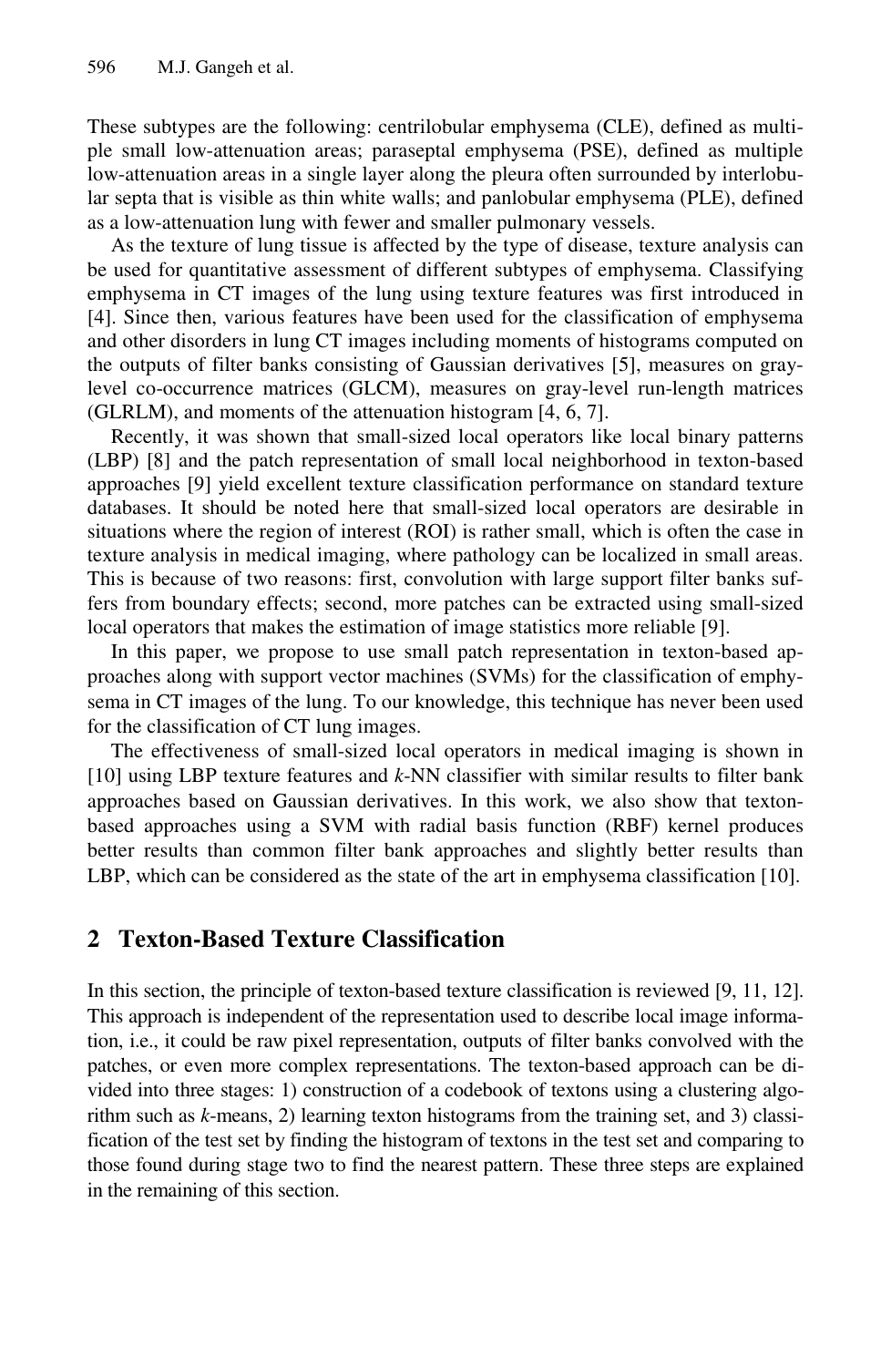These subtypes are the following: centrilobular emphysema (CLE), defined as multiple small low-attenuation areas; paraseptal emphysema (PSE), defined as multiple low-attenuation areas in a single layer along the pleura often surrounded by interlobular septa that is visible as thin white walls; and panlobular emphysema (PLE), defined as a low-attenuation lung with fewer and smaller pulmonary vessels.

As the texture of lung tissue is affected by the type of disease, texture analysis can be used for quantitative assessment of different subtypes of emphysema. Classifying emphysema in CT images of the lung using texture features was first introduced in [4]. Since then, various features have been used for the classification of emphysema and other disorders in lung CT images including moments of histograms computed on the outputs of filter banks consisting of Gaussian derivatives [5], measures on gray-level co-occurrence matrices (GLCM), measures on gray-level run-length matrices (GLRLM), and moments of the attenuation histogram [4, 6, 7].

Recently, it was shown that small-sized local operators like local binary patterns (LBP) [8] and the patch representation of small local neighborhood in texton-based approaches [9] yield excellent texture classification performance on standard texture databases. It should be noted here that small-sized local operators are desirable in situations where the region of interest (ROI) is rather small, which is often the case in texture analysis in medical imaging, where pathology can be localized in small areas. This is because of two reasons: first, convolution with large support filter banks suffers from boundary effects; second, more patches can be extracted using small-sized local operators that makes the estimation of image statistics more reliable [9].

In this paper, we propose to use small patch representation in texton-based approaches along with support vector machines (SVMs) for the classification of emphysema in CT images of the lung. To our knowledge, this technique has never been used for the classification of CT lung images.

The effectiveness of small-sized local operators in medical imaging is shown in [10] using LBP texture features and *k*-NN classifier with similar results to filter bank approaches based on Gaussian derivatives. In this work, we also show that texton-based approaches using a SVM with radial basis function (RBF) kernel produces better results than common filter bank approaches and slightly better results than LBP, which can be considered as the state of the art in emphysema classification [10].

## 2 Texton-Based Texture Classification

In this section, the principle of texton-based texture classification is reviewed [9, 11, 12]. This approach is independent of the representation used to describe local image information, i.e., it could be raw pixel representation, outputs of filter banks convolved with the patches, or even more complex representations. The texton-based approach can be divided into three stages: 1) construction of a codebook of textons using a clustering algorithm such as *k*-means, 2) learning texton histograms from the training set, and 3) classification of the test set by finding the histogram of textons in the test set and comparing to those found during stage two to find the nearest pattern. These three steps are explained in the remaining of this section.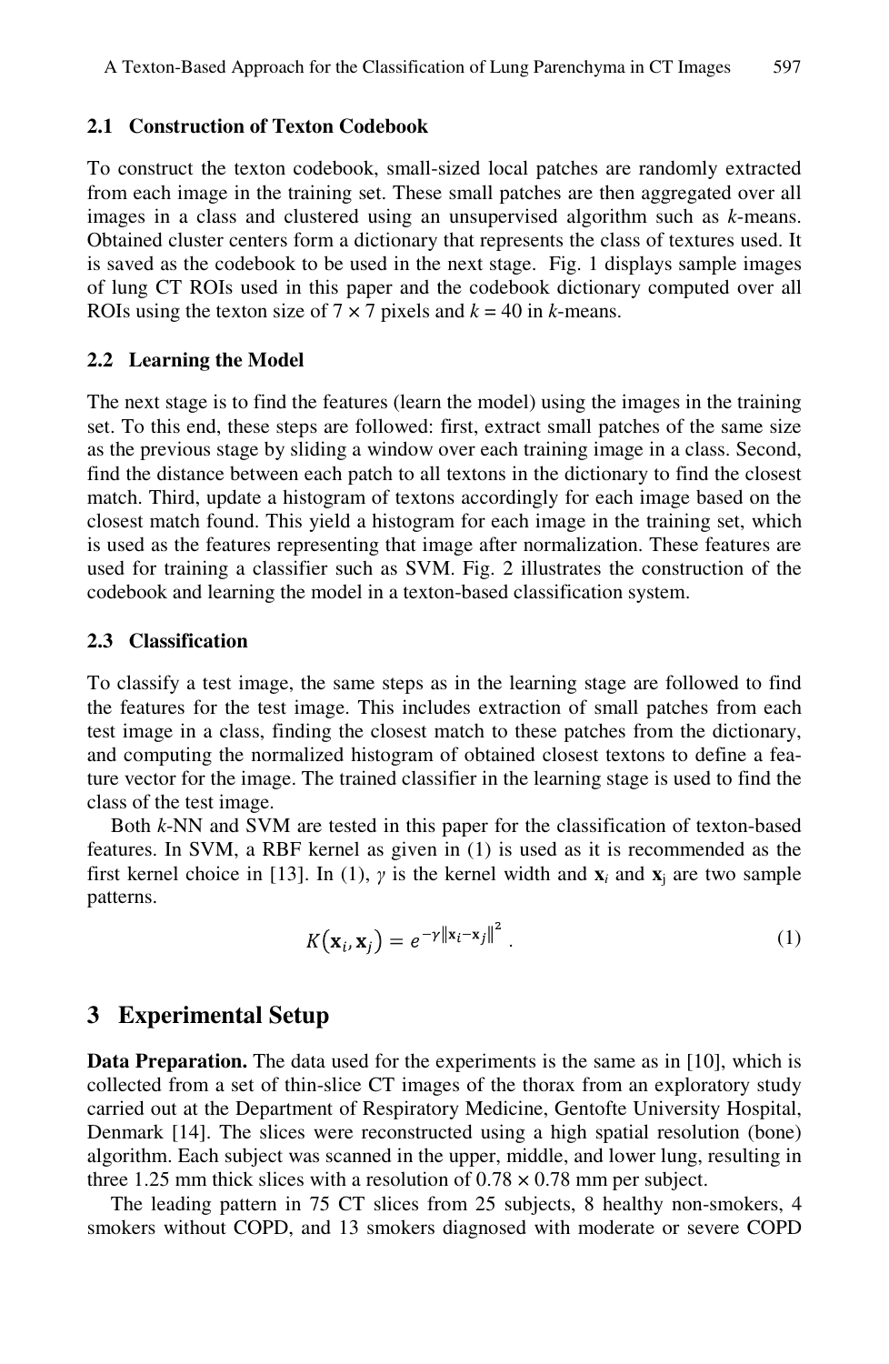### 2.1 Construction of Texton Codebook

To construct the texton codebook, small-sized local patches are randomly extracted from each image in the training set. These small patches are then aggregated over all images in a class and clustered using an unsupervised algorithm such as *k*-means. Obtained cluster centers form a dictionary that represents the class of textures used. It is saved as the codebook to be used in the next stage. Fig. 1 displays sample images of lung CT ROIs used in this paper and the codebook dictionary computed over all ROIs using the texton size of 7 × 7 pixels and $k = 40$ in *k*-means.

### 2.2 Learning the Model

The next stage is to find the features (learn the model) using the images in the training set. To this end, these steps are followed: first, extract small patches of the same size as the previous stage by sliding a window over each training image in a class. Second, find the distance between each patch to all textons in the dictionary to find the closest match. Third, update a histogram of textons accordingly for each image based on the closest match found. This yield a histogram for each image in the training set, which is used as the features representing that image after normalization. These features are used for training a classifier such as SVM. Fig. 2 illustrates the construction of the codebook and learning the model in a texton-based classification system.

### 2.3 Classification

To classify a test image, the same steps as in the learning stage are followed to find the features for the test image. This includes extraction of small patches from each test image in a class, finding the closest match to these patches from the dictionary, and computing the normalized histogram of obtained closest textons to define a feature vector for the image. The trained classifier in the learning stage is used to find the class of the test image.

Both *k*-NN and SVM are tested in this paper for the classification of texton-based features. In SVM, a RBF kernel as given in (1) is used as it is recommended as the first kernel choice in [13]. In (1), $\gamma$ is the kernel width and $\mathbf{x}_i$ and $\mathbf{x}_j$ are two sample patterns.

$$K(\mathbf{x}_i, \mathbf{x}_j) = e^{-\gamma \|\mathbf{x}_i - \mathbf{x}_j\|^2} . \tag{1}$$

## 3 Experimental Setup

**Data Preparation.** The data used for the experiments is the same as in [10], which is collected from a set of thin-slice CT images of the thorax from an exploratory study carried out at the Department of Respiratory Medicine, Gentofte University Hospital, Denmark [14]. The slices were reconstructed using a high spatial resolution (bone) algorithm. Each subject was scanned in the upper, middle, and lower lung, resulting in three 1.25 mm thick slices with a resolution of 0.78 × 0.78 mm per subject.

The leading pattern in 75 CT slices from 25 subjects, 8 healthy non-smokers, 4 smokers without COPD, and 13 smokers diagnosed with moderate or severe COPD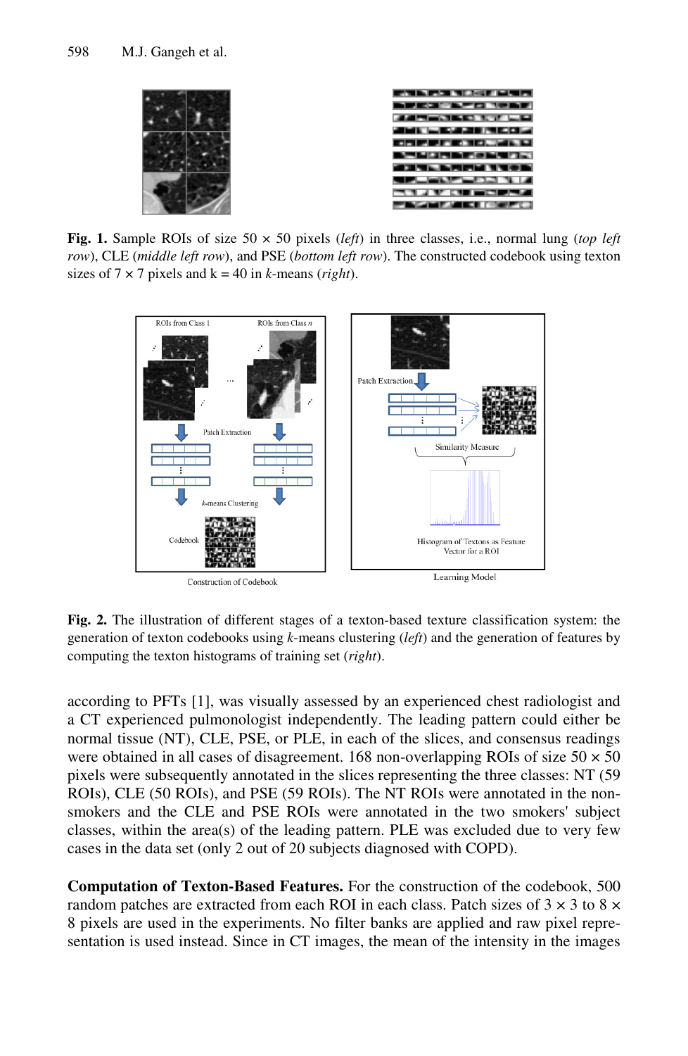**Fig. 1.** Sample ROIs of size 50 × 50 pixels (*left*) in three classes, i.e., normal lung (*top left row*), CLE (*middle left row*), and PSE (*bottom left row*). The constructed codebook using texton sizes of 7 × 7 pixels and k = 40 in *k*-means (*right*).

**Fig. 2.** The illustration of different stages of a texton-based texture classification system: the generation of texton codebooks using *k*-means clustering (*left*) and the generation of features by computing the texton histograms of training set (*right*).

according to PFTs [1], was visually assessed by an experienced chest radiologist and a CT experienced pulmonologist independently. The leading pattern could either be normal tissue (NT), CLE, PSE, or PLE, in each of the slices, and consensus readings were obtained in all cases of disagreement. 168 non-overlapping ROIs of size 50 × 50 pixels were subsequently annotated in the slices representing the three classes: NT (59 ROIs), CLE (50 ROIs), and PSE (59 ROIs). The NT ROIs were annotated in the non-smokers and the CLE and PSE ROIs were annotated in the two smokers' subject classes, within the area(s) of the leading pattern. PLE was excluded due to very few cases in the data set (only 2 out of 20 subjects diagnosed with COPD).

**Computation of Texton-Based Features.** For the construction of the codebook, 500 random patches are extracted from each ROI in each class. Patch sizes of 3 × 3 to 8 × 8 pixels are used in the experiments. No filter banks are applied and raw pixel representation is used instead. Since in CT images, the mean of the intensity in the images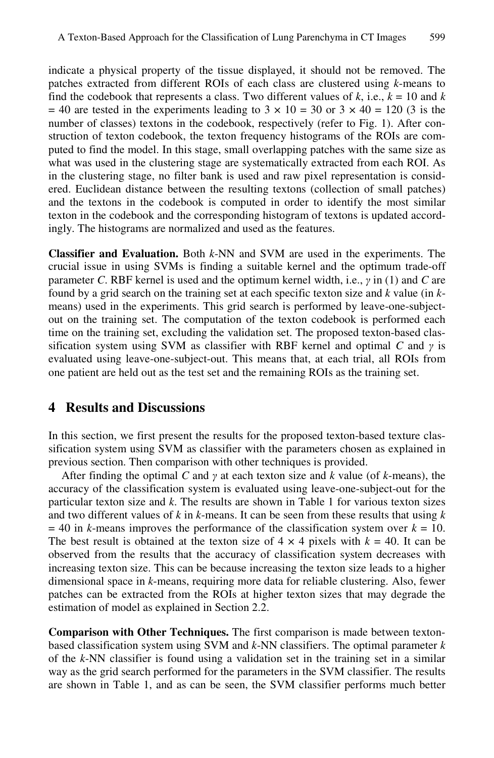indicate a physical property of the tissue displayed, it should not be removed. The patches extracted from different ROIs of each class are clustered using *k*-means to find the codebook that represents a class. Two different values of *k*, i.e., $k = 10$ and $k = 40$ are tested in the experiments leading to $3 \times 10 = 30$ or $3 \times 40 = 120$ (3 is the number of classes) textons in the codebook, respectively (refer to Fig. 1). After construction of texton codebook, the texton frequency histograms of the ROIs are computed to find the model. In this stage, small overlapping patches with the same size as what was used in the clustering stage are systematically extracted from each ROI. As in the clustering stage, no filter bank is used and raw pixel representation is considered. Euclidean distance between the resulting textons (collection of small patches) and the textons in the codebook is computed in order to identify the most similar texton in the codebook and the corresponding histogram of textons is updated accordingly. The histograms are normalized and used as the features.

**Classifier and Evaluation.** Both *k*-NN and SVM are used in the experiments. The crucial issue in using SVMs is finding a suitable kernel and the optimum trade-off parameter *C*. RBF kernel is used and the optimum kernel width, i.e., $\gamma$ in (1) and *C* are found by a grid search on the training set at each specific texton size and *k* value (in *k*-means) used in the experiments. This grid search is performed by leave-one-subject-out on the training set. The computation of the texton codebook is performed each time on the training set, excluding the validation set. The proposed texton-based classification system using SVM as classifier with RBF kernel and optimal *C* and $\gamma$ is evaluated using leave-one-subject-out. This means that, at each trial, all ROIs from one patient are held out as the test set and the remaining ROIs as the training set.

## 4 Results and Discussions

In this section, we first present the results for the proposed texton-based texture classification system using SVM as classifier with the parameters chosen as explained in previous section. Then comparison with other techniques is provided.

After finding the optimal *C* and $\gamma$ at each texton size and *k* value (of *k*-means), the accuracy of the classification system is evaluated using leave-one-subject-out for the particular texton size and *k*. The results are shown in Table 1 for various texton sizes and two different values of *k* in *k*-means. It can be seen from these results that using $k = 40$ in *k*-means improves the performance of the classification system over $k = 10$. The best result is obtained at the texton size of $4 \times 4$ pixels with $k = 40$. It can be observed from the results that the accuracy of classification system decreases with increasing texton size. This can be because increasing the texton size leads to a higher dimensional space in *k*-means, requiring more data for reliable clustering. Also, fewer patches can be extracted from the ROIs at higher texton sizes that may degrade the estimation of model as explained in Section 2.2.

**Comparison with Other Techniques.** The first comparison is made between texton-based classification system using SVM and *k*-NN classifiers. The optimal parameter *k* of the *k*-NN classifier is found using a validation set in the training set in a similar way as the grid search performed for the parameters in the SVM classifier. The results are shown in Table 1, and as can be seen, the SVM classifier performs much better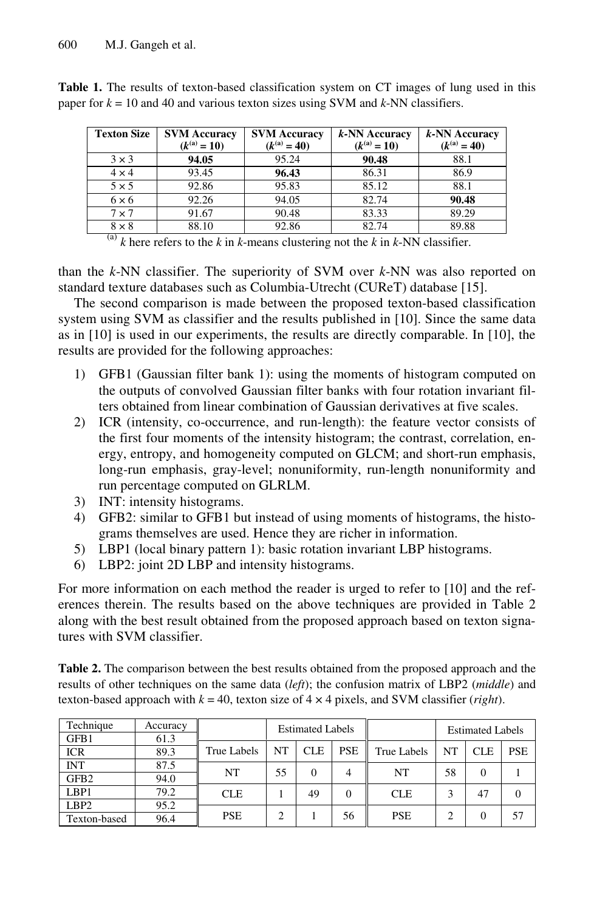**Table 1.** The results of texton-based classification system on CT images of lung used in this paper for $k = 10$ and 40 and various texton sizes using SVM and $k$-NN classifiers.

| Texton Size | SVM Accuracy ($k$[(a)] = 10) | SVM Accuracy ($k$[(a)] = 40) | $k$-NN Accuracy ($k$[(a)] = 10) | $k$-NN Accuracy ($k$[(a)] = 40) |
|---|---|---|---|---|
| 3 × 3 | **94.05** | 95.24 | **90.48** | 88.1 |
| 4 × 4 | 93.45 | **96.43** | 86.31 | 86.9 |
| 5 × 5 | 92.86 | 95.83 | 85.12 | 88.1 |
| 6 × 6 | 92.26 | 94.05 | 82.74 | **90.48** |
| 7 × 7 | 91.67 | 90.48 | 83.33 | 89.29 |
| 8 × 8 | 88.10 | 92.86 | 82.74 | 89.88 |

[(a)] $k$ here refers to the $k$ in $k$-means clustering not the $k$ in $k$-NN classifier.

than the $k$-NN classifier. The superiority of SVM over $k$-NN was also reported on standard texture databases such as Columbia-Utrecht (CUReT) database [15].

The second comparison is made between the proposed texton-based classification system using SVM as classifier and the results published in [10]. Since the same data as in [10] is used in our experiments, the results are directly comparable. In [10], the results are provided for the following approaches:

1) GFB1 (Gaussian filter bank 1): using the moments of histogram computed on the outputs of convolved Gaussian filter banks with four rotation invariant filters obtained from linear combination of Gaussian derivatives at five scales.
2) ICR (intensity, co-occurrence, and run-length): the feature vector consists of the first four moments of the intensity histogram; the contrast, correlation, energy, entropy, and homogeneity computed on GLCM; and short-run emphasis, long-run emphasis, gray-level; nonuniformity, run-length nonuniformity and run percentage computed on GLRLM.
3) INT: intensity histograms.
4) GFB2: similar to GFB1 but instead of using moments of histograms, the histograms themselves are used. Hence they are richer in information.
5) LBP1 (local binary pattern 1): basic rotation invariant LBP histograms.
6) LBP2: joint 2D LBP and intensity histograms.

For more information on each method the reader is urged to refer to [10] and the references therein. The results based on the above techniques are provided in Table 2 along with the best result obtained from the proposed approach based on texton signatures with SVM classifier.

**Table 2.** The comparison between the best results obtained from the proposed approach and the results of other techniques on the same data (*left*); the confusion matrix of LBP2 (*middle*) and texton-based approach with $k = 40$, texton size of 4 × 4 pixels, and SVM classifier (*right*).

| Technique | Accuracy |
|---|---|
| GFB1 | 61.3 |
| ICR | 89.3 |
| INT | 87.5 |
| GFB2 | 94.0 |
| LBP1 | 79.2 |
| LBP2 | 95.2 |
| Texton-based | 96.4 |

| | Estimated Labels | | |
|---|---|---|---|
| True Labels | NT | CLE | PSE |
| NT | 55 | 0 | 4 |
| CLE | 1 | 49 | 0 |
| PSE | 2 | 1 | 56 |

| | Estimated Labels | | |
|---|---|---|---|
| True Labels | NT | CLE | PSE |
| NT | 58 | 0 | 1 |
| CLE | 3 | 47 | 0 |
| PSE | 2 | 0 | 57 |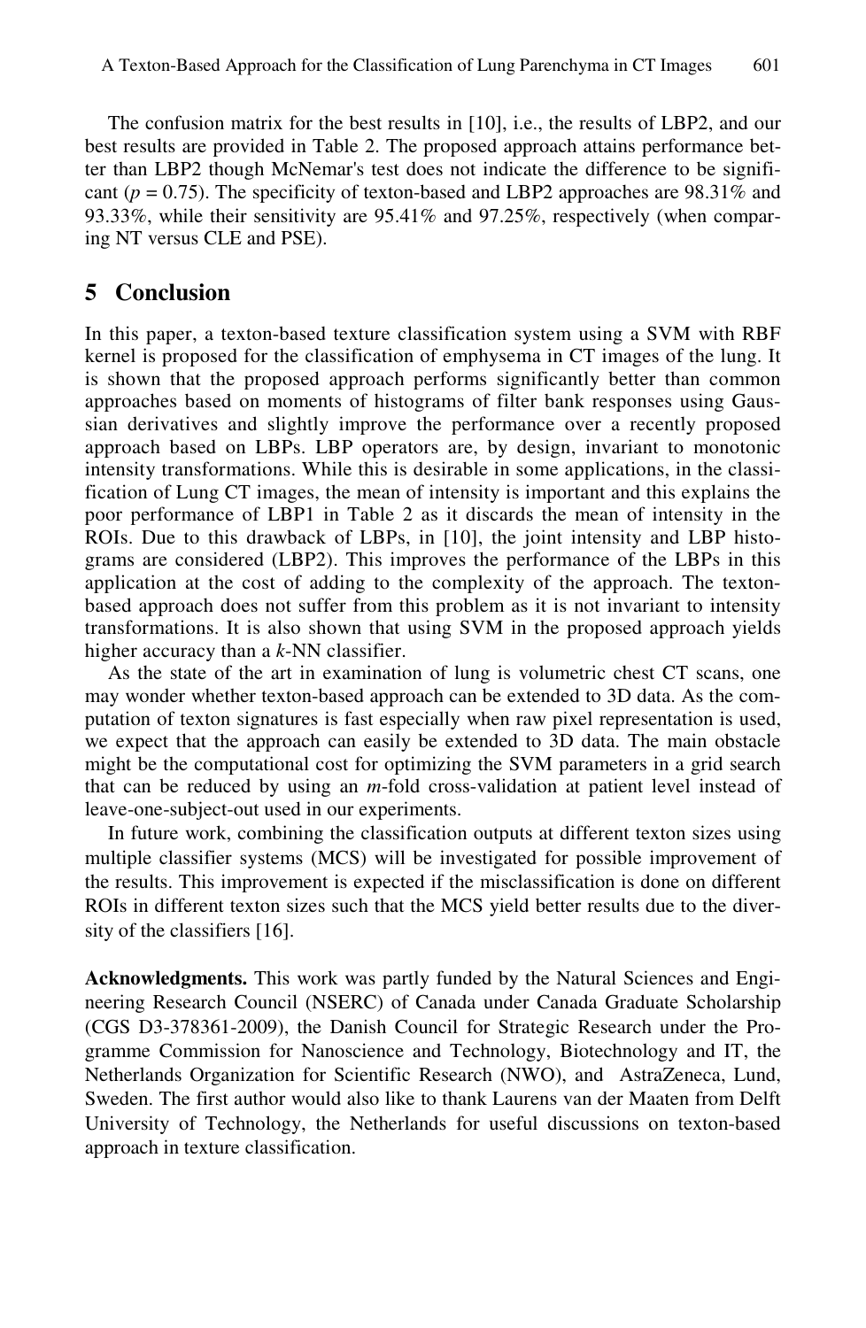The confusion matrix for the best results in [10], i.e., the results of LBP2, and our best results are provided in Table 2. The proposed approach attains performance better than LBP2 though McNemar's test does not indicate the difference to be significant ($p = 0.75$). The specificity of texton-based and LBP2 approaches are 98.31% and 93.33%, while their sensitivity are 95.41% and 97.25%, respectively (when comparing NT versus CLE and PSE).

## 5 Conclusion

In this paper, a texton-based texture classification system using a SVM with RBF kernel is proposed for the classification of emphysema in CT images of the lung. It is shown that the proposed approach performs significantly better than common approaches based on moments of histograms of filter bank responses using Gaussian derivatives and slightly improve the performance over a recently proposed approach based on LBPs. LBP operators are, by design, invariant to monotonic intensity transformations. While this is desirable in some applications, in the classification of Lung CT images, the mean of intensity is important and this explains the poor performance of LBP1 in Table 2 as it discards the mean of intensity in the ROIs. Due to this drawback of LBPs, in [10], the joint intensity and LBP histograms are considered (LBP2). This improves the performance of the LBPs in this application at the cost of adding to the complexity of the approach. The texton-based approach does not suffer from this problem as it is not invariant to intensity transformations. It is also shown that using SVM in the proposed approach yields higher accuracy than a $k$-NN classifier.

As the state of the art in examination of lung is volumetric chest CT scans, one may wonder whether texton-based approach can be extended to 3D data. As the computation of texton signatures is fast especially when raw pixel representation is used, we expect that the approach can easily be extended to 3D data. The main obstacle might be the computational cost for optimizing the SVM parameters in a grid search that can be reduced by using an $m$-fold cross-validation at patient level instead of leave-one-subject-out used in our experiments.

In future work, combining the classification outputs at different texton sizes using multiple classifier systems (MCS) will be investigated for possible improvement of the results. This improvement is expected if the misclassification is done on different ROIs in different texton sizes such that the MCS yield better results due to the diversity of the classifiers [16].

**Acknowledgments.** This work was partly funded by the Natural Sciences and Engineering Research Council (NSERC) of Canada under Canada Graduate Scholarship (CGS D3-378361-2009), the Danish Council for Strategic Research under the Programme Commission for Nanoscience and Technology, Biotechnology and IT, the Netherlands Organization for Scientific Research (NWO), and AstraZeneca, Lund, Sweden. The first author would also like to thank Laurens van der Maaten from Delft University of Technology, the Netherlands for useful discussions on texton-based approach in texture classification.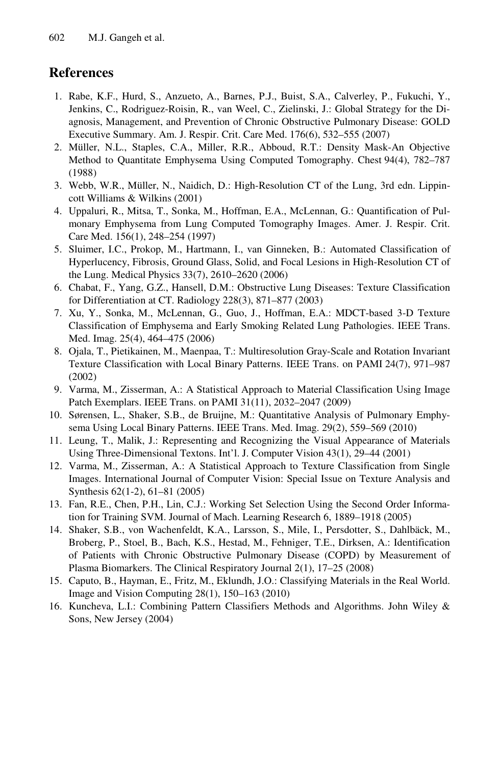## References

1. Rabe, K.F., Hurd, S., Anzueto, A., Barnes, P.J., Buist, S.A., Calverley, P., Fukuchi, Y., Jenkins, C., Rodriguez-Roisin, R., van Weel, C., Zielinski, J.: Global Strategy for the Diagnosis, Management, and Prevention of Chronic Obstructive Pulmonary Disease: GOLD Executive Summary. Am. J. Respir. Crit. Care Med. 176(6), 532–555 (2007)
2. Müller, N.L., Staples, C.A., Miller, R.R., Abboud, R.T.: Density Mask-An Objective Method to Quantitate Emphysema Using Computed Tomography. Chest 94(4), 782–787 (1988)
3. Webb, W.R., Müller, N., Naidich, D.: High-Resolution CT of the Lung, 3rd edn. Lippincott Williams & Wilkins (2001)
4. Uppaluri, R., Mitsa, T., Sonka, M., Hoffman, E.A., McLennan, G.: Quantification of Pulmonary Emphysema from Lung Computed Tomography Images. Amer. J. Respir. Crit. Care Med. 156(1), 248–254 (1997)
5. Sluimer, I.C., Prokop, M., Hartmann, I., van Ginneken, B.: Automated Classification of Hyperlucency, Fibrosis, Ground Glass, Solid, and Focal Lesions in High-Resolution CT of the Lung. Medical Physics 33(7), 2610–2620 (2006)
6. Chabat, F., Yang, G.Z., Hansell, D.M.: Obstructive Lung Diseases: Texture Classification for Differentiation at CT. Radiology 228(3), 871–877 (2003)
7. Xu, Y., Sonka, M., McLennan, G., Guo, J., Hoffman, E.A.: MDCT-based 3-D Texture Classification of Emphysema and Early Smoking Related Lung Pathologies. IEEE Trans. Med. Imag. 25(4), 464–475 (2006)
8. Ojala, T., Pietikainen, M., Maenpaa, T.: Multiresolution Gray-Scale and Rotation Invariant Texture Classification with Local Binary Patterns. IEEE Trans. on PAMI 24(7), 971–987 (2002)
9. Varma, M., Zisserman, A.: A Statistical Approach to Material Classification Using Image Patch Exemplars. IEEE Trans. on PAMI 31(11), 2032–2047 (2009)
10. Sørensen, L., Shaker, S.B., de Bruijne, M.: Quantitative Analysis of Pulmonary Emphysema Using Local Binary Patterns. IEEE Trans. Med. Imag. 29(2), 559–569 (2010)
11. Leung, T., Malik, J.: Representing and Recognizing the Visual Appearance of Materials Using Three-Dimensional Textons. Int'l. J. Computer Vision 43(1), 29–44 (2001)
12. Varma, M., Zisserman, A.: A Statistical Approach to Texture Classification from Single Images. International Journal of Computer Vision: Special Issue on Texture Analysis and Synthesis 62(1-2), 61–81 (2005)
13. Fan, R.E., Chen, P.H., Lin, C.J.: Working Set Selection Using the Second Order Information for Training SVM. Journal of Mach. Learning Research 6, 1889–1918 (2005)
14. Shaker, S.B., von Wachenfeldt, K.A., Larsson, S., Mile, I., Persdotter, S., Dahlbäck, M., Broberg, P., Stoel, B., Bach, K.S., Hestad, M., Fehniger, T.E., Dirksen, A.: Identification of Patients with Chronic Obstructive Pulmonary Disease (COPD) by Measurement of Plasma Biomarkers. The Clinical Respiratory Journal 2(1), 17–25 (2008)
15. Caputo, B., Hayman, E., Fritz, M., Eklundh, J.O.: Classifying Materials in the Real World. Image and Vision Computing 28(1), 150–163 (2010)
16. Kuncheva, L.I.: Combining Pattern Classifiers Methods and Algorithms. John Wiley & Sons, New Jersey (2004)